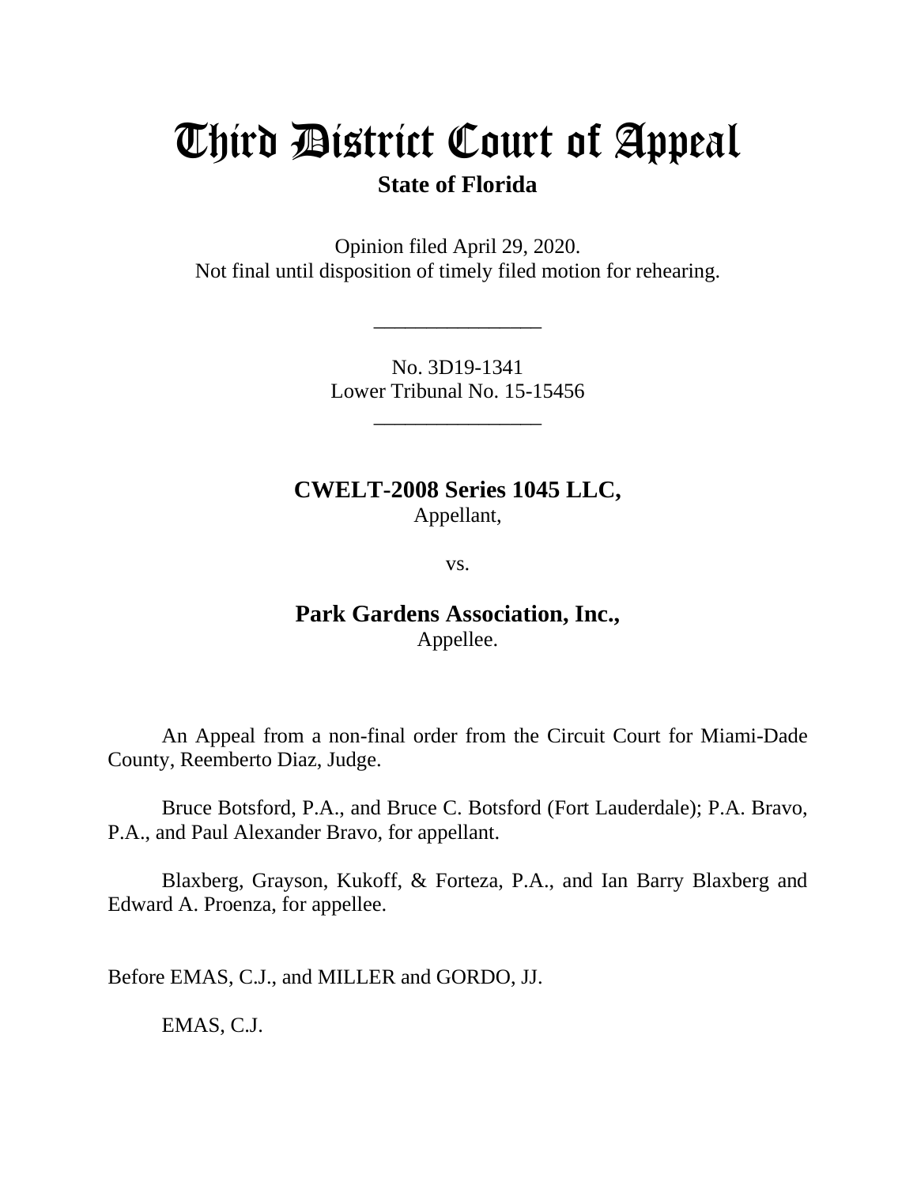# Third District Court of Appeal

**State of Florida**

Opinion filed April 29, 2020.
Not final until disposition of timely filed motion for rehearing.

\_\_\_\_\_\_\_\_\_\_\_\_\_\_\_\_

No. 3D19-1341
Lower Tribunal No. 15-15456

\_\_\_\_\_\_\_\_\_\_\_\_\_\_\_\_

**CWELT-2008 Series 1045 LLC,**
Appellant,

vs.

**Park Gardens Association, Inc.,**
Appellee.

An Appeal from a non-final order from the Circuit Court for Miami-Dade County, Reemberto Diaz, Judge.

Bruce Botsford, P.A., and Bruce C. Botsford (Fort Lauderdale); P.A. Bravo, P.A., and Paul Alexander Bravo, for appellant.

Blaxberg, Grayson, Kukoff, & Forteza, P.A., and Ian Barry Blaxberg and Edward A. Proenza, for appellee.

Before EMAS, C.J., and MILLER and GORDO, JJ.

EMAS, C.J.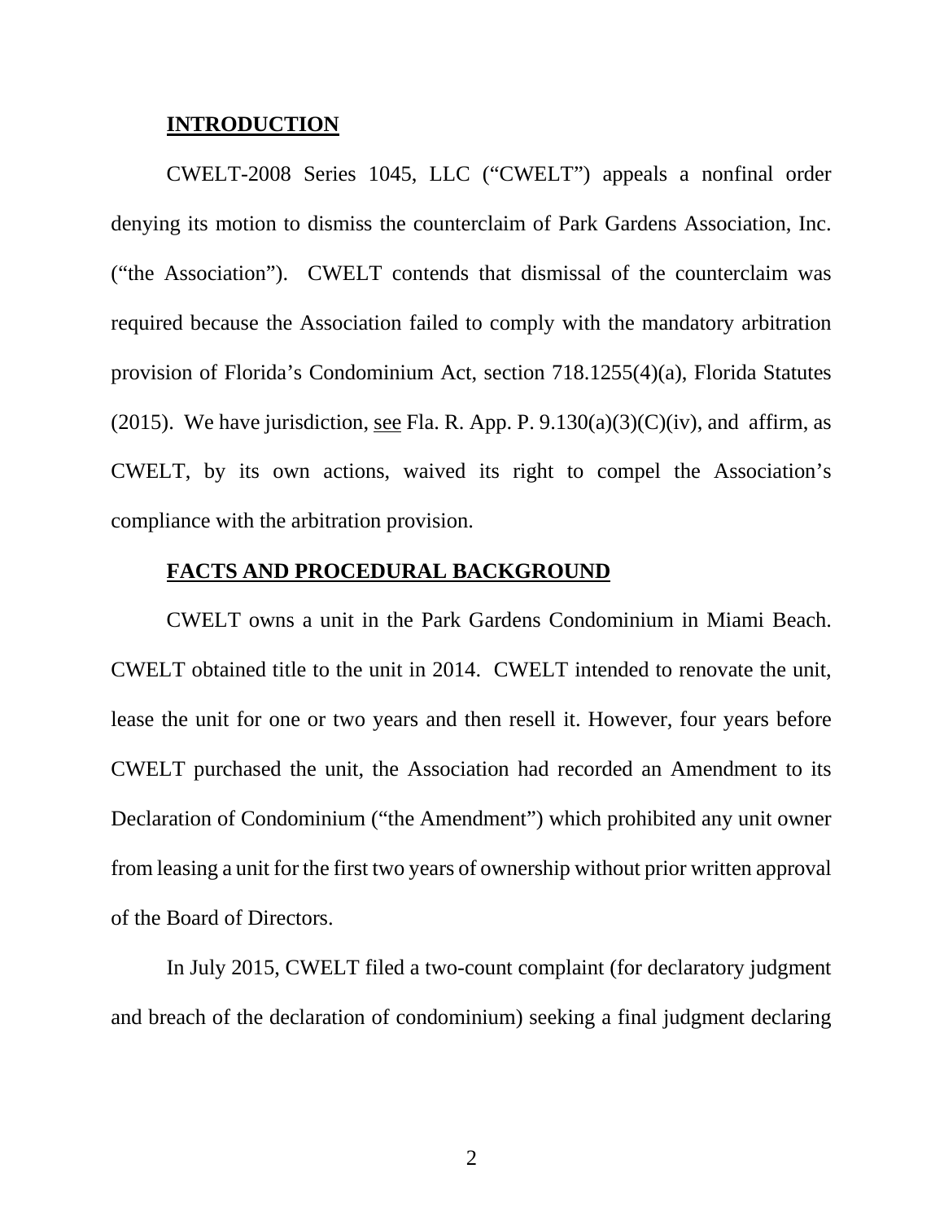**INTRODUCTION**

CWELT-2008 Series 1045, LLC ("CWELT") appeals a nonfinal order denying its motion to dismiss the counterclaim of Park Gardens Association, Inc. ("the Association"). CWELT contends that dismissal of the counterclaim was required because the Association failed to comply with the mandatory arbitration provision of Florida's Condominium Act, section 718.1255(4)(a), Florida Statutes (2015). We have jurisdiction, see Fla. R. App. P. 9.130(a)(3)(C)(iv), and affirm, as CWELT, by its own actions, waived its right to compel the Association's compliance with the arbitration provision.

**FACTS AND PROCEDURAL BACKGROUND**

CWELT owns a unit in the Park Gardens Condominium in Miami Beach. CWELT obtained title to the unit in 2014. CWELT intended to renovate the unit, lease the unit for one or two years and then resell it. However, four years before CWELT purchased the unit, the Association had recorded an Amendment to its Declaration of Condominium ("the Amendment") which prohibited any unit owner from leasing a unit for the first two years of ownership without prior written approval of the Board of Directors.

In July 2015, CWELT filed a two-count complaint (for declaratory judgment and breach of the declaration of condominium) seeking a final judgment declaring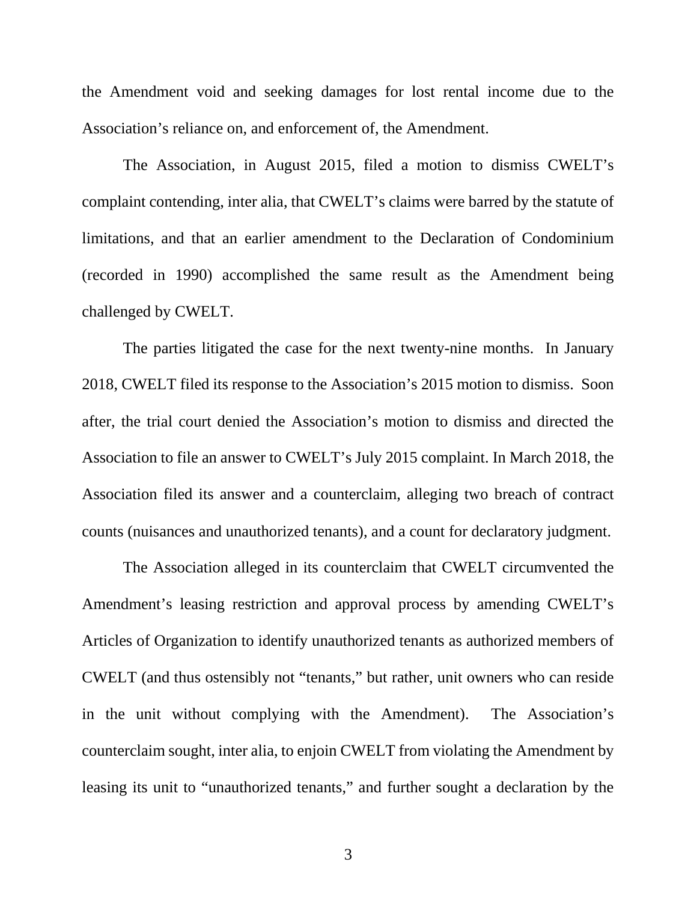the Amendment void and seeking damages for lost rental income due to the Association's reliance on, and enforcement of, the Amendment.

The Association, in August 2015, filed a motion to dismiss CWELT's complaint contending, inter alia, that CWELT's claims were barred by the statute of limitations, and that an earlier amendment to the Declaration of Condominium (recorded in 1990) accomplished the same result as the Amendment being challenged by CWELT.

The parties litigated the case for the next twenty-nine months. In January 2018, CWELT filed its response to the Association's 2015 motion to dismiss. Soon after, the trial court denied the Association's motion to dismiss and directed the Association to file an answer to CWELT's July 2015 complaint. In March 2018, the Association filed its answer and a counterclaim, alleging two breach of contract counts (nuisances and unauthorized tenants), and a count for declaratory judgment.

The Association alleged in its counterclaim that CWELT circumvented the Amendment's leasing restriction and approval process by amending CWELT's Articles of Organization to identify unauthorized tenants as authorized members of CWELT (and thus ostensibly not "tenants," but rather, unit owners who can reside in the unit without complying with the Amendment). The Association's counterclaim sought, inter alia, to enjoin CWELT from violating the Amendment by leasing its unit to "unauthorized tenants," and further sought a declaration by the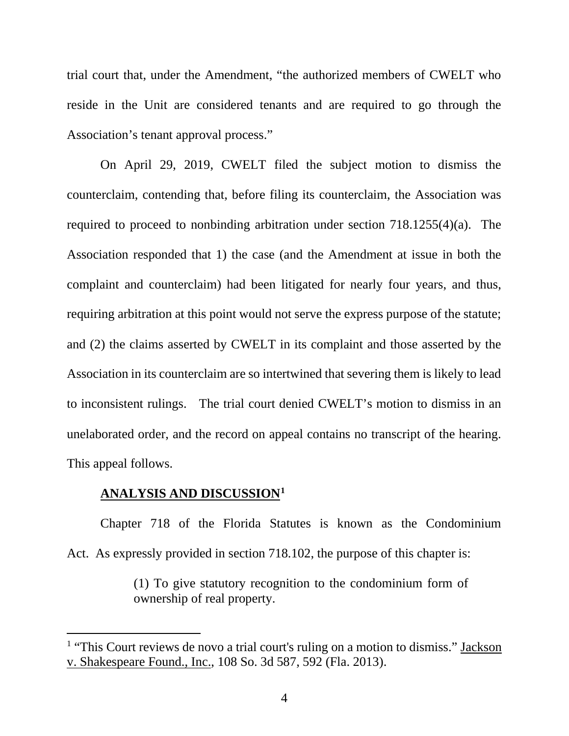trial court that, under the Amendment, "the authorized members of CWELT who reside in the Unit are considered tenants and are required to go through the Association's tenant approval process."

On April 29, 2019, CWELT filed the subject motion to dismiss the counterclaim, contending that, before filing its counterclaim, the Association was required to proceed to nonbinding arbitration under section 718.1255(4)(a). The Association responded that 1) the case (and the Amendment at issue in both the complaint and counterclaim) had been litigated for nearly four years, and thus, requiring arbitration at this point would not serve the express purpose of the statute; and (2) the claims asserted by CWELT in its complaint and those asserted by the Association in its counterclaim are so intertwined that severing them is likely to lead to inconsistent rulings. The trial court denied CWELT's motion to dismiss in an unelaborated order, and the record on appeal contains no transcript of the hearing. This appeal follows.

**ANALYSIS AND DISCUSSION**[1]

Chapter 718 of the Florida Statutes is known as the Condominium Act. As expressly provided in section 718.102, the purpose of this chapter is:

> (1) To give statutory recognition to the condominium form of ownership of real property.

---

[1] "This Court reviews de novo a trial court's ruling on a motion to dismiss." Jackson v. Shakespeare Found., Inc., 108 So. 3d 587, 592 (Fla. 2013).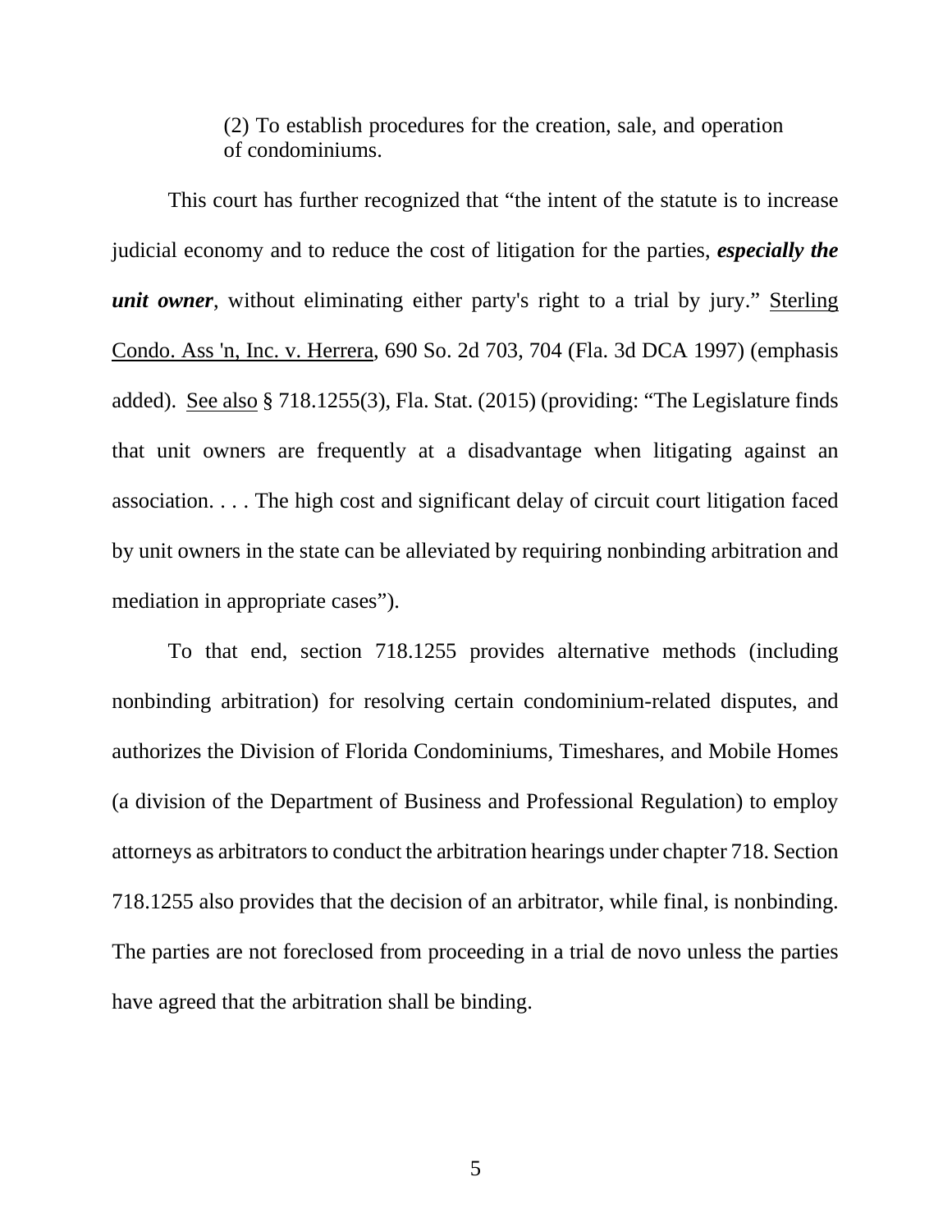> (2) To establish procedures for the creation, sale, and operation of condominiums.

This court has further recognized that "the intent of the statute is to increase judicial economy and to reduce the cost of litigation for the parties, ***especially the unit owner***, without eliminating either party's right to a trial by jury." Sterling Condo. Ass 'n, Inc. v. Herrera, 690 So. 2d 703, 704 (Fla. 3d DCA 1997) (emphasis added). See also § 718.1255(3), Fla. Stat. (2015) (providing: "The Legislature finds that unit owners are frequently at a disadvantage when litigating against an association. . . . The high cost and significant delay of circuit court litigation faced by unit owners in the state can be alleviated by requiring nonbinding arbitration and mediation in appropriate cases").

To that end, section 718.1255 provides alternative methods (including nonbinding arbitration) for resolving certain condominium-related disputes, and authorizes the Division of Florida Condominiums, Timeshares, and Mobile Homes (a division of the Department of Business and Professional Regulation) to employ attorneys as arbitrators to conduct the arbitration hearings under chapter 718. Section 718.1255 also provides that the decision of an arbitrator, while final, is nonbinding. The parties are not foreclosed from proceeding in a trial de novo unless the parties have agreed that the arbitration shall be binding.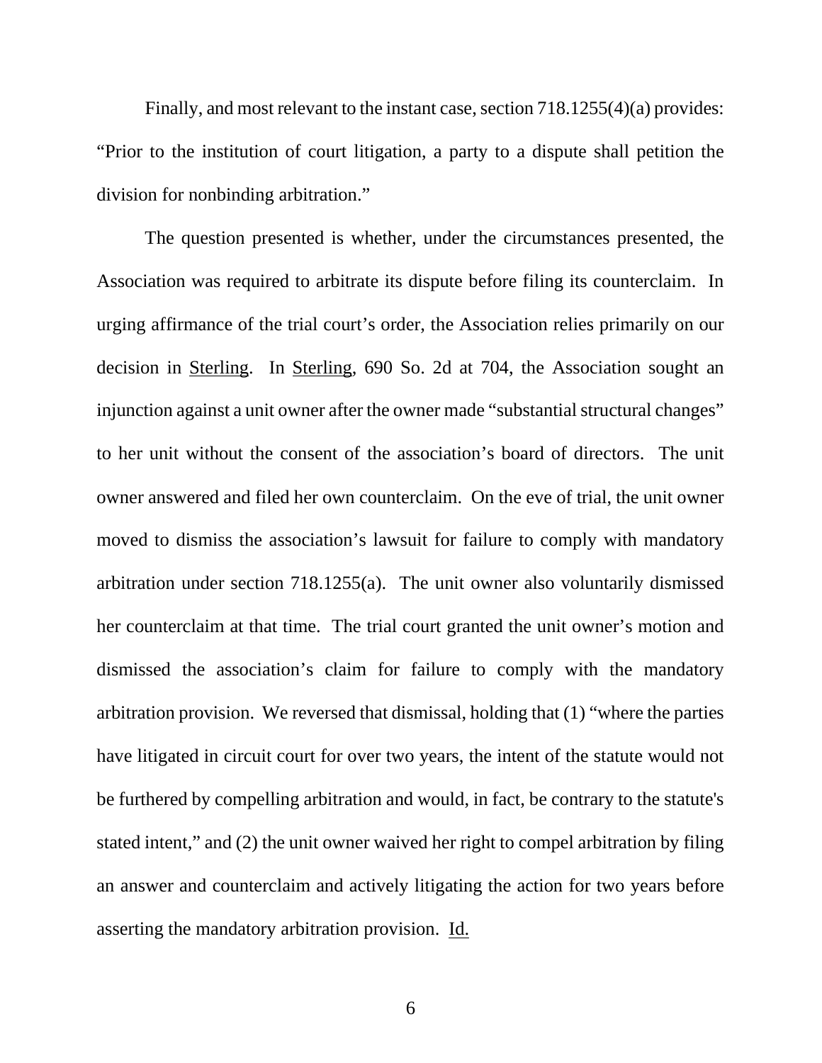Finally, and most relevant to the instant case, section 718.1255(4)(a) provides: "Prior to the institution of court litigation, a party to a dispute shall petition the division for nonbinding arbitration."

The question presented is whether, under the circumstances presented, the Association was required to arbitrate its dispute before filing its counterclaim. In urging affirmance of the trial court's order, the Association relies primarily on our decision in Sterling. In Sterling, 690 So. 2d at 704, the Association sought an injunction against a unit owner after the owner made "substantial structural changes" to her unit without the consent of the association's board of directors. The unit owner answered and filed her own counterclaim. On the eve of trial, the unit owner moved to dismiss the association's lawsuit for failure to comply with mandatory arbitration under section 718.1255(a). The unit owner also voluntarily dismissed her counterclaim at that time. The trial court granted the unit owner's motion and dismissed the association's claim for failure to comply with the mandatory arbitration provision. We reversed that dismissal, holding that (1) "where the parties have litigated in circuit court for over two years, the intent of the statute would not be furthered by compelling arbitration and would, in fact, be contrary to the statute's stated intent," and (2) the unit owner waived her right to compel arbitration by filing an answer and counterclaim and actively litigating the action for two years before asserting the mandatory arbitration provision. Id.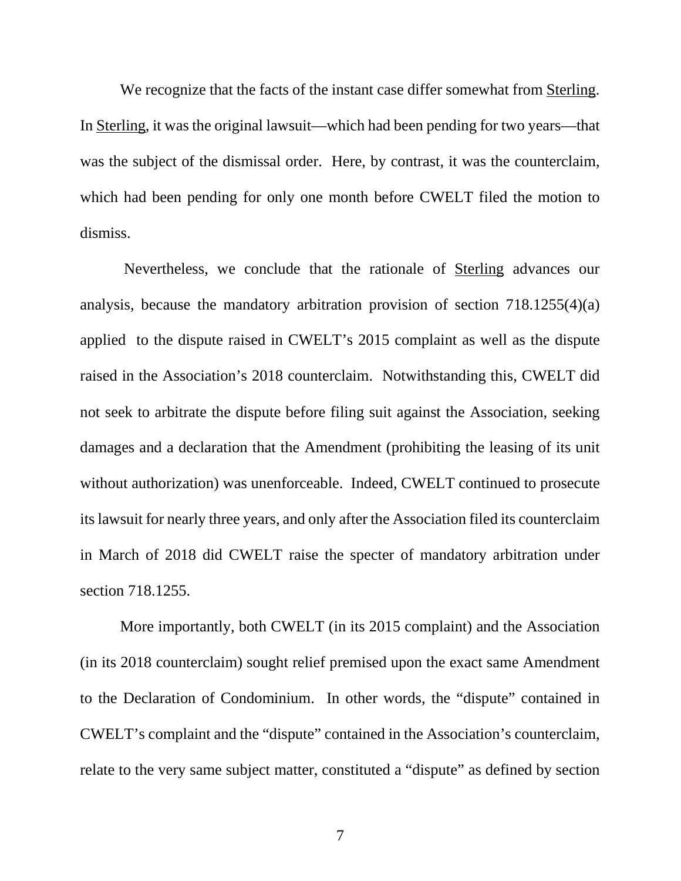We recognize that the facts of the instant case differ somewhat from Sterling. In Sterling, it was the original lawsuit—which had been pending for two years—that was the subject of the dismissal order. Here, by contrast, it was the counterclaim, which had been pending for only one month before CWELT filed the motion to dismiss.

Nevertheless, we conclude that the rationale of Sterling advances our analysis, because the mandatory arbitration provision of section 718.1255(4)(a) applied to the dispute raised in CWELT's 2015 complaint as well as the dispute raised in the Association's 2018 counterclaim. Notwithstanding this, CWELT did not seek to arbitrate the dispute before filing suit against the Association, seeking damages and a declaration that the Amendment (prohibiting the leasing of its unit without authorization) was unenforceable. Indeed, CWELT continued to prosecute its lawsuit for nearly three years, and only after the Association filed its counterclaim in March of 2018 did CWELT raise the specter of mandatory arbitration under section 718.1255.

More importantly, both CWELT (in its 2015 complaint) and the Association (in its 2018 counterclaim) sought relief premised upon the exact same Amendment to the Declaration of Condominium. In other words, the "dispute" contained in CWELT's complaint and the "dispute" contained in the Association's counterclaim, relate to the very same subject matter, constituted a "dispute" as defined by section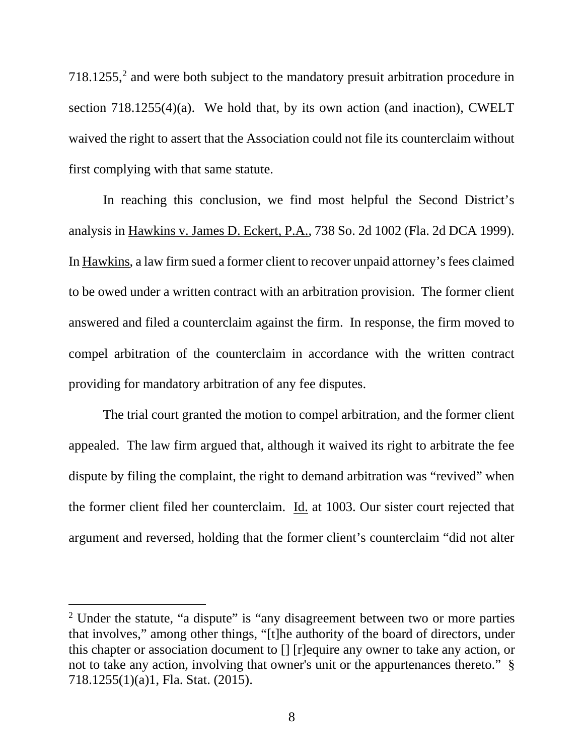718.1255,[2] and were both subject to the mandatory presuit arbitration procedure in section 718.1255(4)(a). We hold that, by its own action (and inaction), CWELT waived the right to assert that the Association could not file its counterclaim without first complying with that same statute.

In reaching this conclusion, we find most helpful the Second District's analysis in Hawkins v. James D. Eckert, P.A., 738 So. 2d 1002 (Fla. 2d DCA 1999). In Hawkins, a law firm sued a former client to recover unpaid attorney's fees claimed to be owed under a written contract with an arbitration provision. The former client answered and filed a counterclaim against the firm. In response, the firm moved to compel arbitration of the counterclaim in accordance with the written contract providing for mandatory arbitration of any fee disputes.

The trial court granted the motion to compel arbitration, and the former client appealed. The law firm argued that, although it waived its right to arbitrate the fee dispute by filing the complaint, the right to demand arbitration was "revived" when the former client filed her counterclaim. Id. at 1003. Our sister court rejected that argument and reversed, holding that the former client's counterclaim "did not alter

---

[2] Under the statute, "a dispute" is "any disagreement between two or more parties that involves," among other things, "[t]he authority of the board of directors, under this chapter or association document to [] [r]equire any owner to take any action, or not to take any action, involving that owner's unit or the appurtenances thereto." § 718.1255(1)(a)1, Fla. Stat. (2015).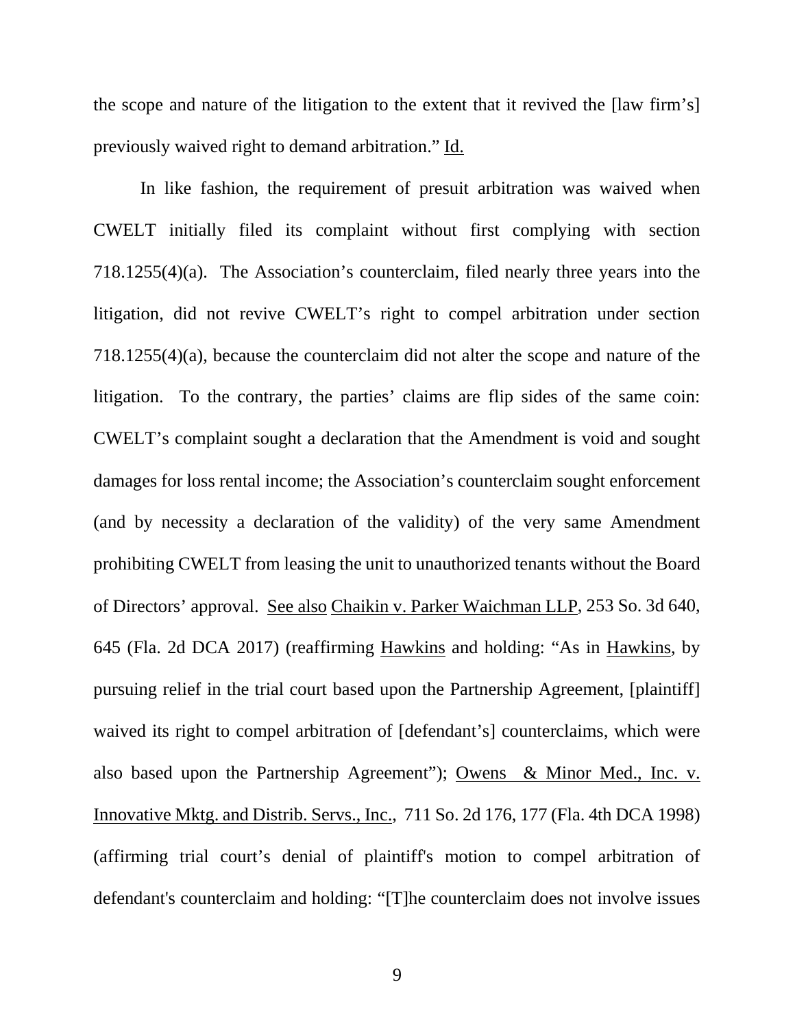the scope and nature of the litigation to the extent that it revived the [law firm's] previously waived right to demand arbitration." Id.

In like fashion, the requirement of presuit arbitration was waived when CWELT initially filed its complaint without first complying with section 718.1255(4)(a). The Association's counterclaim, filed nearly three years into the litigation, did not revive CWELT's right to compel arbitration under section 718.1255(4)(a), because the counterclaim did not alter the scope and nature of the litigation. To the contrary, the parties' claims are flip sides of the same coin: CWELT's complaint sought a declaration that the Amendment is void and sought damages for loss rental income; the Association's counterclaim sought enforcement (and by necessity a declaration of the validity) of the very same Amendment prohibiting CWELT from leasing the unit to unauthorized tenants without the Board of Directors' approval. See also Chaikin v. Parker Waichman LLP, 253 So. 3d 640, 645 (Fla. 2d DCA 2017) (reaffirming Hawkins and holding: "As in Hawkins, by pursuing relief in the trial court based upon the Partnership Agreement, [plaintiff] waived its right to compel arbitration of [defendant's] counterclaims, which were also based upon the Partnership Agreement"); Owens & Minor Med., Inc. v. Innovative Mktg. and Distrib. Servs., Inc., 711 So. 2d 176, 177 (Fla. 4th DCA 1998) (affirming trial court's denial of plaintiff's motion to compel arbitration of defendant's counterclaim and holding: "[T]he counterclaim does not involve issues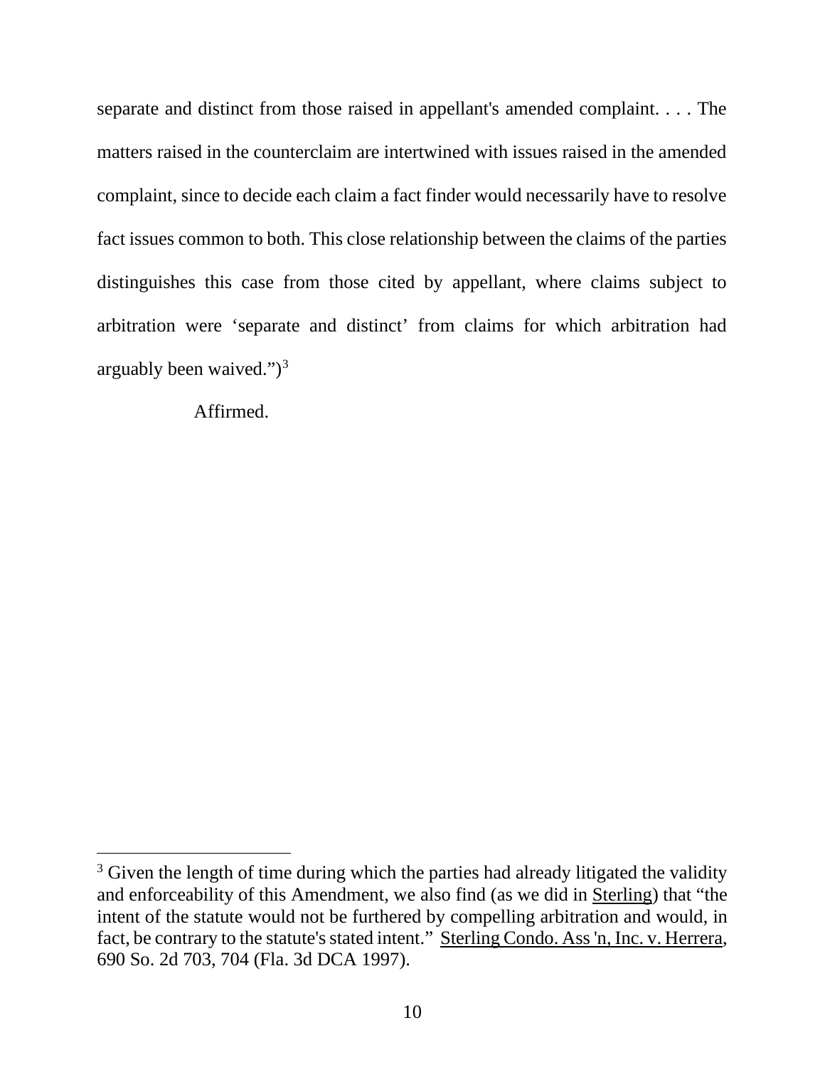separate and distinct from those raised in appellant's amended complaint. . . . The matters raised in the counterclaim are intertwined with issues raised in the amended complaint, since to decide each claim a fact finder would necessarily have to resolve fact issues common to both. This close relationship between the claims of the parties distinguishes this case from those cited by appellant, where claims subject to arbitration were 'separate and distinct' from claims for which arbitration had arguably been waived.")[3]

Affirmed.

---

[3] Given the length of time during which the parties had already litigated the validity and enforceability of this Amendment, we also find (as we did in Sterling) that "the intent of the statute would not be furthered by compelling arbitration and would, in fact, be contrary to the statute's stated intent." Sterling Condo. Ass'n, Inc. v. Herrera, 690 So. 2d 703, 704 (Fla. 3d DCA 1997).